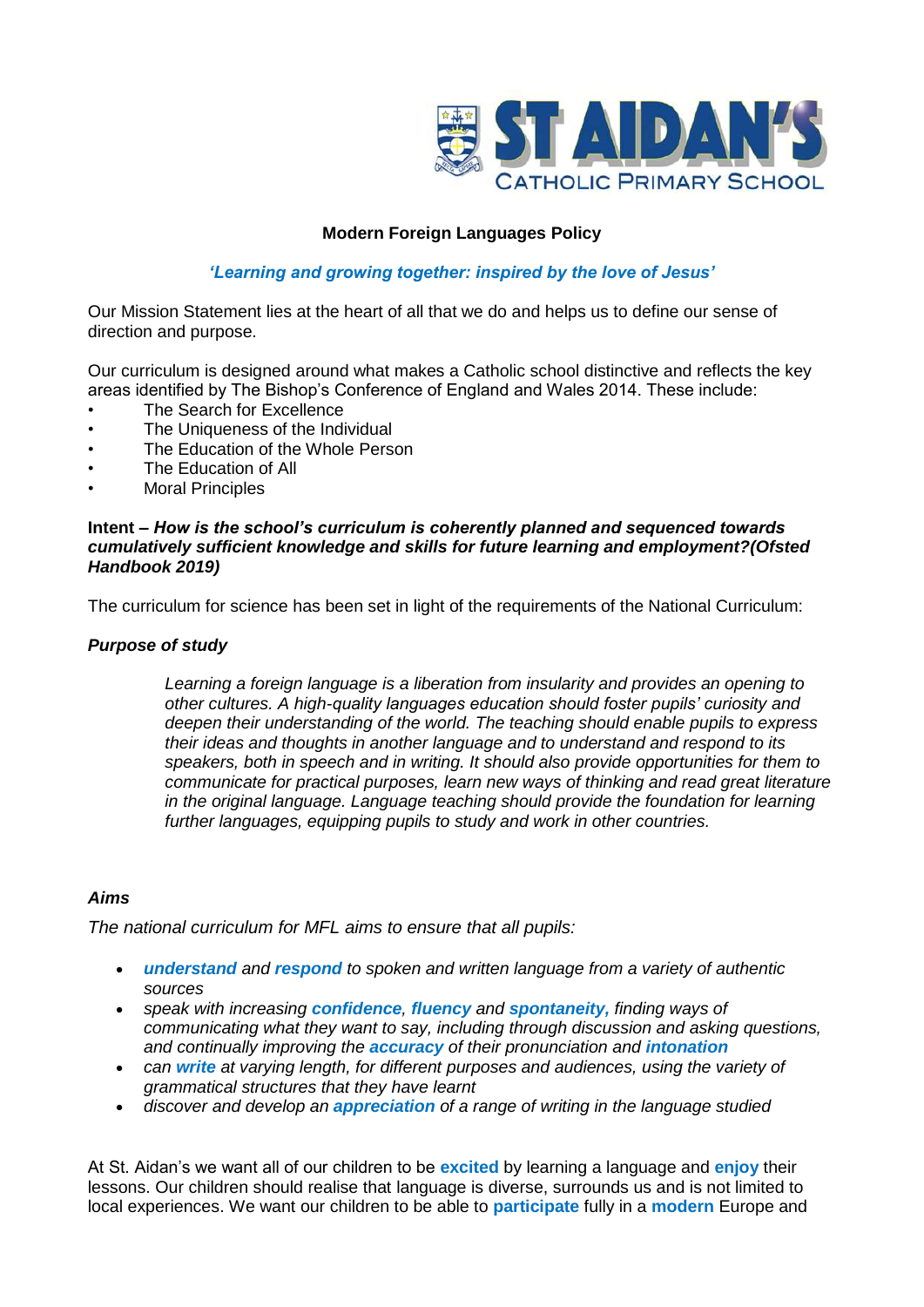ST AIDAN'S
CATHOLIC PRIMARY SCHOOL

# Modern Foreign Languages Policy

***'Learning and growing together: inspired by the love of Jesus'***

Our Mission Statement lies at the heart of all that we do and helps us to define our sense of direction and purpose.

Our curriculum is designed around what makes a Catholic school distinctive and reflects the key areas identified by The Bishop's Conference of England and Wales 2014. These include:

- The Search for Excellence
- The Uniqueness of the Individual
- The Education of the Whole Person
- The Education of All
- Moral Principles

**Intent –** ***How is the school's curriculum is coherently planned and sequenced towards cumulatively sufficient knowledge and skills for future learning and employment?(Ofsted Handbook 2019)***

The curriculum for science has been set in light of the requirements of the National Curriculum:

***Purpose of study***

> *Learning a foreign language is a liberation from insularity and provides an opening to other cultures. A high-quality languages education should foster pupils' curiosity and deepen their understanding of the world. The teaching should enable pupils to express their ideas and thoughts in another language and to understand and respond to its speakers, both in speech and in writing. It should also provide opportunities for them to communicate for practical purposes, learn new ways of thinking and read great literature in the original language. Language teaching should provide the foundation for learning further languages, equipping pupils to study and work in other countries.*

***Aims***

*The national curriculum for MFL aims to ensure that all pupils:*

- ***understand*** *and* ***respond*** *to spoken and written language from a variety of authentic sources*
- *speak with increasing* ***confidence***, ***fluency*** *and* ***spontaneity,*** *finding ways of communicating what they want to say, including through discussion and asking questions, and continually improving the* ***accuracy*** *of their pronunciation and* ***intonation***
- *can* ***write*** *at varying length, for different purposes and audiences, using the variety of grammatical structures that they have learnt*
- *discover and develop an* ***appreciation*** *of a range of writing in the language studied*

At St. Aidan's we want all of our children to be **excited** by learning a language and **enjoy** their lessons. Our children should realise that language is diverse, surrounds us and is not limited to local experiences. We want our children to be able to **participate** fully in a **modern** Europe and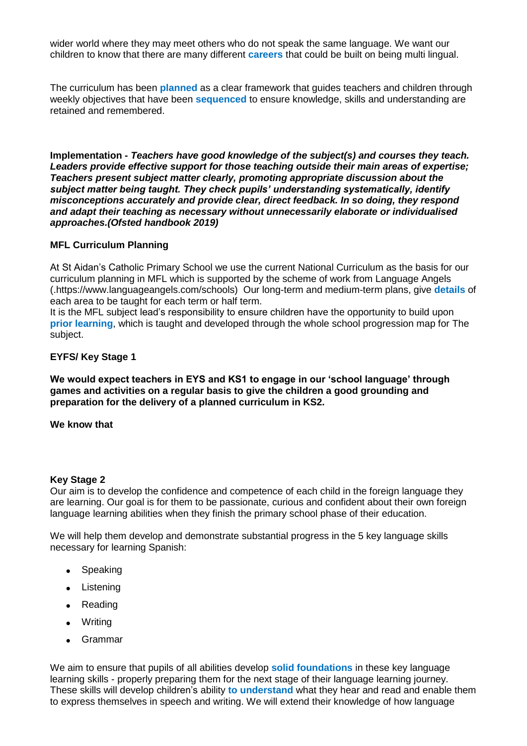wider world where they may meet others who do not speak the same language. We want our children to know that there are many different **careers** that could be built on being multi lingual.

The curriculum has been **planned** as a clear framework that guides teachers and children through weekly objectives that have been **sequenced** to ensure knowledge, skills and understanding are retained and remembered.

**Implementation -** ***Teachers have good knowledge of the subject(s) and courses they teach. Leaders provide effective support for those teaching outside their main areas of expertise; Teachers present subject matter clearly, promoting appropriate discussion about the subject matter being taught. They check pupils' understanding systematically, identify misconceptions accurately and provide clear, direct feedback. In so doing, they respond and adapt their teaching as necessary without unnecessarily elaborate or individualised approaches.(Ofsted handbook 2019)***

**MFL Curriculum Planning**

At St Aidan's Catholic Primary School we use the current National Curriculum as the basis for our curriculum planning in MFL which is supported by the scheme of work from Language Angels (.https://www.languageangels.com/schools) Our long-term and medium-term plans, give **details** of each area to be taught for each term or half term.
It is the MFL subject lead's responsibility to ensure children have the opportunity to build upon **prior learning**, which is taught and developed through the whole school progression map for The subject.

**EYFS/ Key Stage 1**

**We would expect teachers in EYS and KS1 to engage in our 'school language' through games and activities on a regular basis to give the children a good grounding and preparation for the delivery of a planned curriculum in KS2.**

**We know that**

**Key Stage 2**
Our aim is to develop the confidence and competence of each child in the foreign language they are learning. Our goal is for them to be passionate, curious and confident about their own foreign language learning abilities when they finish the primary school phase of their education.

We will help them develop and demonstrate substantial progress in the 5 key language skills necessary for learning Spanish:

- Speaking
- Listening
- Reading
- Writing
- Grammar

We aim to ensure that pupils of all abilities develop **solid foundations** in these key language learning skills - properly preparing them for the next stage of their language learning journey. These skills will develop children's ability **to understand** what they hear and read and enable them to express themselves in speech and writing. We will extend their knowledge of how language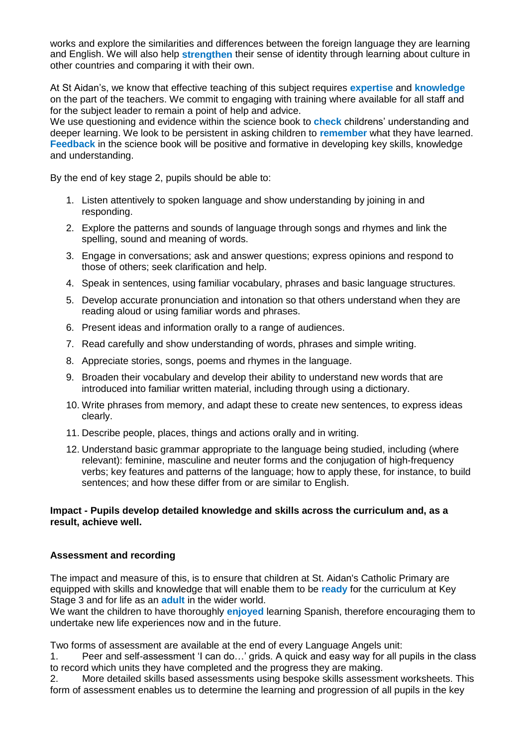works and explore the similarities and differences between the foreign language they are learning and English. We will also help **strengthen** their sense of identity through learning about culture in other countries and comparing it with their own.

At St Aidan's, we know that effective teaching of this subject requires **expertise** and **knowledge** on the part of the teachers. We commit to engaging with training where available for all staff and for the subject leader to remain a point of help and advice.
We use questioning and evidence within the science book to **check** childrens' understanding and deeper learning. We look to be persistent in asking children to **remember** what they have learned. **Feedback** in the science book will be positive and formative in developing key skills, knowledge and understanding.

By the end of key stage 2, pupils should be able to:

1. Listen attentively to spoken language and show understanding by joining in and responding.
2. Explore the patterns and sounds of language through songs and rhymes and link the spelling, sound and meaning of words.
3. Engage in conversations; ask and answer questions; express opinions and respond to those of others; seek clarification and help.
4. Speak in sentences, using familiar vocabulary, phrases and basic language structures.
5. Develop accurate pronunciation and intonation so that others understand when they are reading aloud or using familiar words and phrases.
6. Present ideas and information orally to a range of audiences.
7. Read carefully and show understanding of words, phrases and simple writing.
8. Appreciate stories, songs, poems and rhymes in the language.
9. Broaden their vocabulary and develop their ability to understand new words that are introduced into familiar written material, including through using a dictionary.
10. Write phrases from memory, and adapt these to create new sentences, to express ideas clearly.
11. Describe people, places, things and actions orally and in writing.
12. Understand basic grammar appropriate to the language being studied, including (where relevant): feminine, masculine and neuter forms and the conjugation of high-frequency verbs; key features and patterns of the language; how to apply these, for instance, to build sentences; and how these differ from or are similar to English.

**Impact - Pupils develop detailed knowledge and skills across the curriculum and, as a result, achieve well.**

**Assessment and recording**

The impact and measure of this, is to ensure that children at St. Aidan's Catholic Primary are equipped with skills and knowledge that will enable them to be **ready** for the curriculum at Key Stage 3 and for life as an **adult** in the wider world.
We want the children to have thoroughly **enjoyed** learning Spanish, therefore encouraging them to undertake new life experiences now and in the future.

Two forms of assessment are available at the end of every Language Angels unit:
1. Peer and self-assessment 'I can do…' grids. A quick and easy way for all pupils in the class to record which units they have completed and the progress they are making.
2. More detailed skills based assessments using bespoke skills assessment worksheets. This form of assessment enables us to determine the learning and progression of all pupils in the key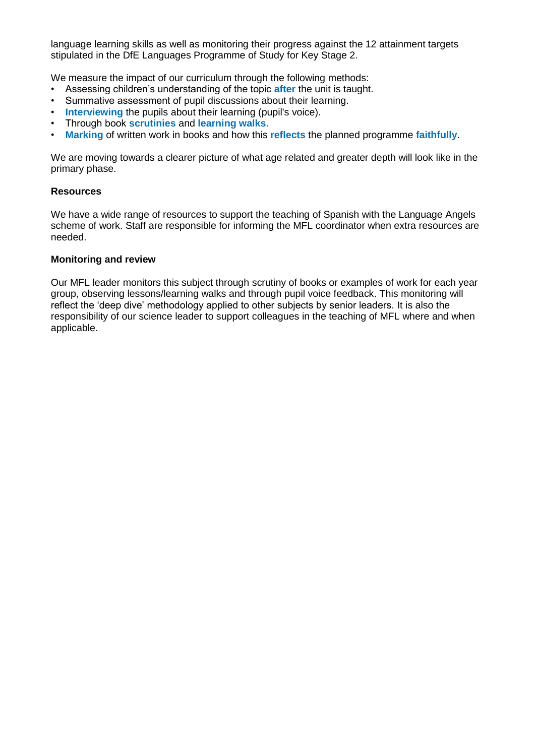language learning skills as well as monitoring their progress against the 12 attainment targets stipulated in the DfE Languages Programme of Study for Key Stage 2.

We measure the impact of our curriculum through the following methods:

- Assessing children's understanding of the topic **after** the unit is taught.
- Summative assessment of pupil discussions about their learning.
- **Interviewing** the pupils about their learning (pupil's voice).
- Through book **scrutinies** and **learning walks**.
- **Marking** of written work in books and how this **reflects** the planned programme **faithfully**.

We are moving towards a clearer picture of what age related and greater depth will look like in the primary phase.

**Resources**

We have a wide range of resources to support the teaching of Spanish with the Language Angels scheme of work. Staff are responsible for informing the MFL coordinator when extra resources are needed.

**Monitoring and review**

Our MFL leader monitors this subject through scrutiny of books or examples of work for each year group, observing lessons/learning walks and through pupil voice feedback. This monitoring will reflect the 'deep dive' methodology applied to other subjects by senior leaders. It is also the responsibility of our science leader to support colleagues in the teaching of MFL where and when applicable.